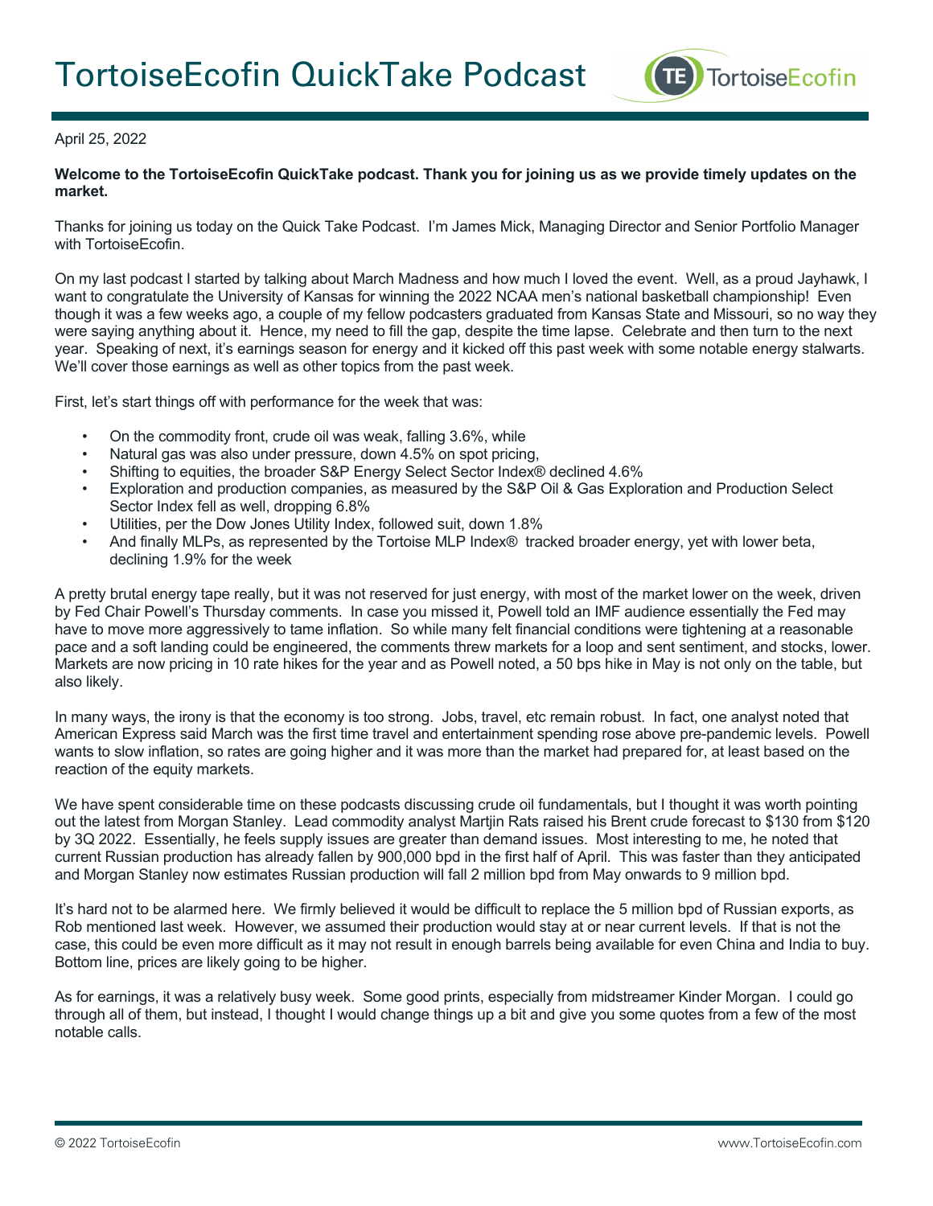# TortoiseEcofin QuickTake Podcast

April 25, 2022

**Welcome to the TortoiseEcofin QuickTake podcast. Thank you for joining us as we provide timely updates on the market.**

Thanks for joining us today on the Quick Take Podcast. I'm James Mick, Managing Director and Senior Portfolio Manager with TortoiseEcofin.

On my last podcast I started by talking about March Madness and how much I loved the event. Well, as a proud Jayhawk, I want to congratulate the University of Kansas for winning the 2022 NCAA men's national basketball championship! Even though it was a few weeks ago, a couple of my fellow podcasters graduated from Kansas State and Missouri, so no way they were saying anything about it. Hence, my need to fill the gap, despite the time lapse. Celebrate and then turn to the next year. Speaking of next, it's earnings season for energy and it kicked off this past week with some notable energy stalwarts. We'll cover those earnings as well as other topics from the past week.

First, let's start things off with performance for the week that was:

- On the commodity front, crude oil was weak, falling 3.6%, while
- Natural gas was also under pressure, down 4.5% on spot pricing,
- Shifting to equities, the broader S&P Energy Select Sector Index® declined 4.6%
- Exploration and production companies, as measured by the S&P Oil & Gas Exploration and Production Select Sector Index fell as well, dropping 6.8%
- Utilities, per the Dow Jones Utility Index, followed suit, down 1.8%
- And finally MLPs, as represented by the Tortoise MLP Index® tracked broader energy, yet with lower beta, declining 1.9% for the week

A pretty brutal energy tape really, but it was not reserved for just energy, with most of the market lower on the week, driven by Fed Chair Powell's Thursday comments. In case you missed it, Powell told an IMF audience essentially the Fed may have to move more aggressively to tame inflation. So while many felt financial conditions were tightening at a reasonable pace and a soft landing could be engineered, the comments threw markets for a loop and sent sentiment, and stocks, lower. Markets are now pricing in 10 rate hikes for the year and as Powell noted, a 50 bps hike in May is not only on the table, but also likely.

In many ways, the irony is that the economy is too strong. Jobs, travel, etc remain robust. In fact, one analyst noted that American Express said March was the first time travel and entertainment spending rose above pre-pandemic levels. Powell wants to slow inflation, so rates are going higher and it was more than the market had prepared for, at least based on the reaction of the equity markets.

We have spent considerable time on these podcasts discussing crude oil fundamentals, but I thought it was worth pointing out the latest from Morgan Stanley. Lead commodity analyst Martjin Rats raised his Brent crude forecast to $130 from $120 by 3Q 2022. Essentially, he feels supply issues are greater than demand issues. Most interesting to me, he noted that current Russian production has already fallen by 900,000 bpd in the first half of April. This was faster than they anticipated and Morgan Stanley now estimates Russian production will fall 2 million bpd from May onwards to 9 million bpd.

It's hard not to be alarmed here. We firmly believed it would be difficult to replace the 5 million bpd of Russian exports, as Rob mentioned last week. However, we assumed their production would stay at or near current levels. If that is not the case, this could be even more difficult as it may not result in enough barrels being available for even China and India to buy. Bottom line, prices are likely going to be higher.

As for earnings, it was a relatively busy week. Some good prints, especially from midstreamer Kinder Morgan. I could go through all of them, but instead, I thought I would change things up a bit and give you some quotes from a few of the most notable calls.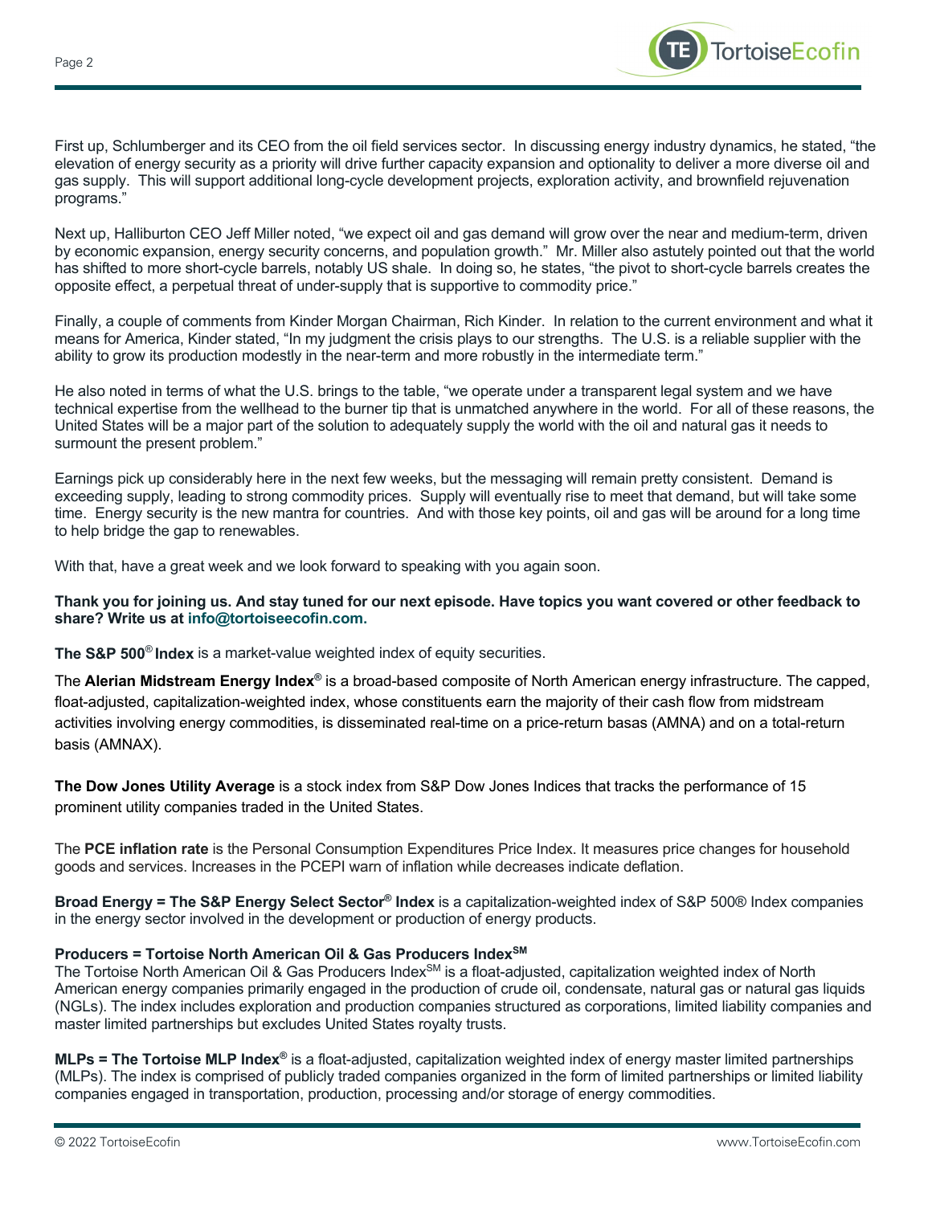First up, Schlumberger and its CEO from the oil field services sector. In discussing energy industry dynamics, he stated, "the elevation of energy security as a priority will drive further capacity expansion and optionality to deliver a more diverse oil and gas supply. This will support additional long-cycle development projects, exploration activity, and brownfield rejuvenation programs."

Next up, Halliburton CEO Jeff Miller noted, "we expect oil and gas demand will grow over the near and medium-term, driven by economic expansion, energy security concerns, and population growth." Mr. Miller also astutely pointed out that the world has shifted to more short-cycle barrels, notably US shale. In doing so, he states, "the pivot to short-cycle barrels creates the opposite effect, a perpetual threat of under-supply that is supportive to commodity price."

Finally, a couple of comments from Kinder Morgan Chairman, Rich Kinder. In relation to the current environment and what it means for America, Kinder stated, "In my judgment the crisis plays to our strengths. The U.S. is a reliable supplier with the ability to grow its production modestly in the near-term and more robustly in the intermediate term."

He also noted in terms of what the U.S. brings to the table, "we operate under a transparent legal system and we have technical expertise from the wellhead to the burner tip that is unmatched anywhere in the world. For all of these reasons, the United States will be a major part of the solution to adequately supply the world with the oil and natural gas it needs to surmount the present problem."

Earnings pick up considerably here in the next few weeks, but the messaging will remain pretty consistent. Demand is exceeding supply, leading to strong commodity prices. Supply will eventually rise to meet that demand, but will take some time. Energy security is the new mantra for countries. And with those key points, oil and gas will be around for a long time to help bridge the gap to renewables.

With that, have a great week and we look forward to speaking with you again soon.

**Thank you for joining us. And stay tuned for our next episode. Have topics you want covered or other feedback to share? Write us at info@tortoiseecofin.com.**

**The S&P 500® Index** is a market-value weighted index of equity securities.

The **Alerian Midstream Energy Index®** is a broad-based composite of North American energy infrastructure. The capped, float-adjusted, capitalization-weighted index, whose constituents earn the majority of their cash flow from midstream activities involving energy commodities, is disseminated real-time on a price-return basas (AMNA) and on a total-return basis (AMNAX).

**The Dow Jones Utility Average** is a stock index from S&P Dow Jones Indices that tracks the performance of 15 prominent utility companies traded in the United States.

The **PCE inflation rate** is the Personal Consumption Expenditures Price Index. It measures price changes for household goods and services. Increases in the PCEPI warn of inflation while decreases indicate deflation.

**Broad Energy = The S&P Energy Select Sector® Index** is a capitalization-weighted index of S&P 500® Index companies in the energy sector involved in the development or production of energy products.

**Producers = Tortoise North American Oil & Gas Producers Index℠**
The Tortoise North American Oil & Gas Producers Index℠ is a float-adjusted, capitalization weighted index of North American energy companies primarily engaged in the production of crude oil, condensate, natural gas or natural gas liquids (NGLs). The index includes exploration and production companies structured as corporations, limited liability companies and master limited partnerships but excludes United States royalty trusts.

**MLPs = The Tortoise MLP Index®** is a float-adjusted, capitalization weighted index of energy master limited partnerships (MLPs). The index is comprised of publicly traded companies organized in the form of limited partnerships or limited liability companies engaged in transportation, production, processing and/or storage of energy commodities.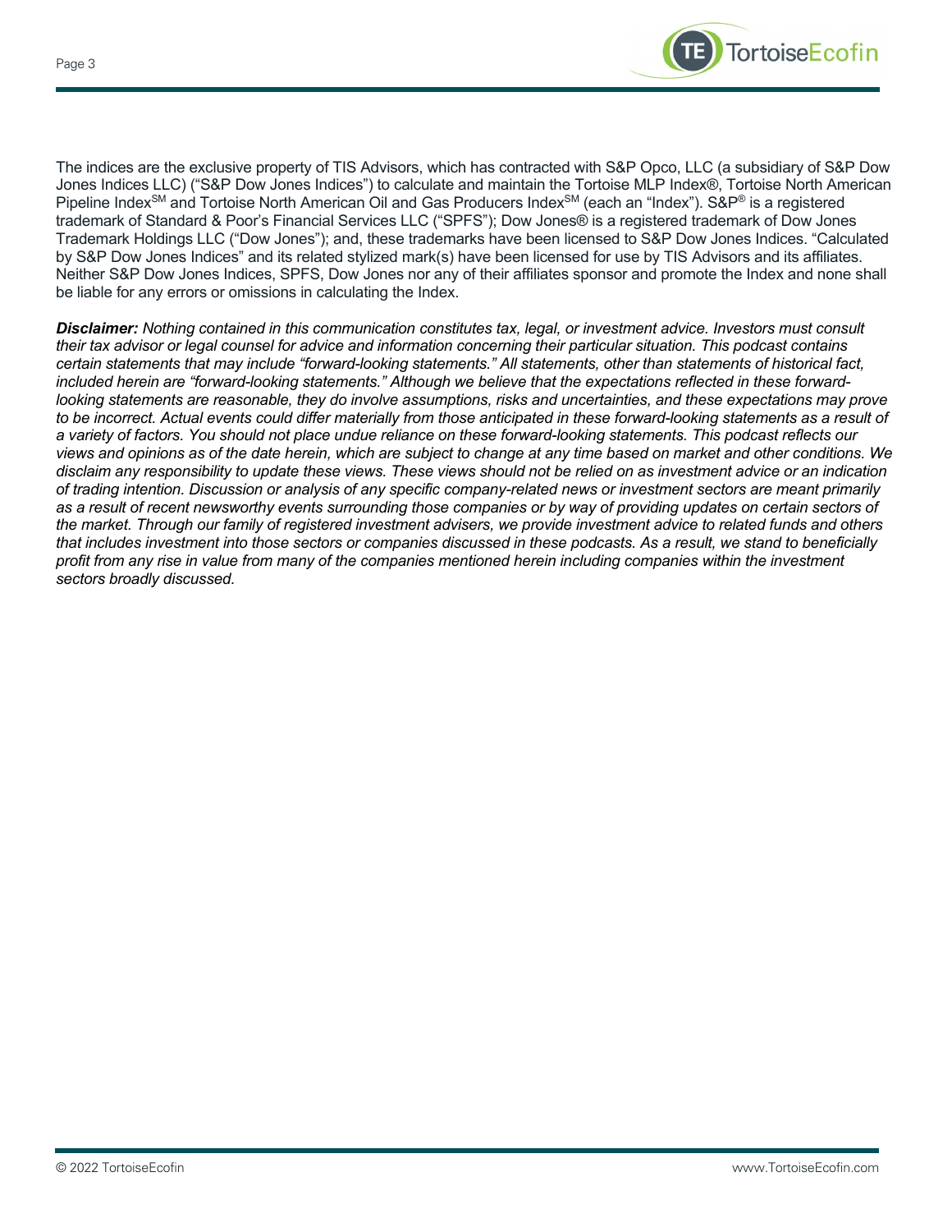The indices are the exclusive property of TIS Advisors, which has contracted with S&P Opco, LLC (a subsidiary of S&P Dow Jones Indices LLC) ("S&P Dow Jones Indices") to calculate and maintain the Tortoise MLP Index®, Tortoise North American Pipeline Index℠ and Tortoise North American Oil and Gas Producers Index℠ (each an "Index"). S&P® is a registered trademark of Standard & Poor's Financial Services LLC ("SPFS"); Dow Jones® is a registered trademark of Dow Jones Trademark Holdings LLC ("Dow Jones"); and, these trademarks have been licensed to S&P Dow Jones Indices. "Calculated by S&P Dow Jones Indices" and its related stylized mark(s) have been licensed for use by TIS Advisors and its affiliates. Neither S&P Dow Jones Indices, SPFS, Dow Jones nor any of their affiliates sponsor and promote the Index and none shall be liable for any errors or omissions in calculating the Index.

***Disclaimer:*** *Nothing contained in this communication constitutes tax, legal, or investment advice. Investors must consult their tax advisor or legal counsel for advice and information concerning their particular situation. This podcast contains certain statements that may include "forward-looking statements." All statements, other than statements of historical fact, included herein are "forward-looking statements." Although we believe that the expectations reflected in these forward-looking statements are reasonable, they do involve assumptions, risks and uncertainties, and these expectations may prove to be incorrect. Actual events could differ materially from those anticipated in these forward-looking statements as a result of a variety of factors. You should not place undue reliance on these forward-looking statements. This podcast reflects our views and opinions as of the date herein, which are subject to change at any time based on market and other conditions. We disclaim any responsibility to update these views. These views should not be relied on as investment advice or an indication of trading intention. Discussion or analysis of any specific company-related news or investment sectors are meant primarily as a result of recent newsworthy events surrounding those companies or by way of providing updates on certain sectors of the market. Through our family of registered investment advisers, we provide investment advice to related funds and others that includes investment into those sectors or companies discussed in these podcasts. As a result, we stand to beneficially profit from any rise in value from many of the companies mentioned herein including companies within the investment sectors broadly discussed.*